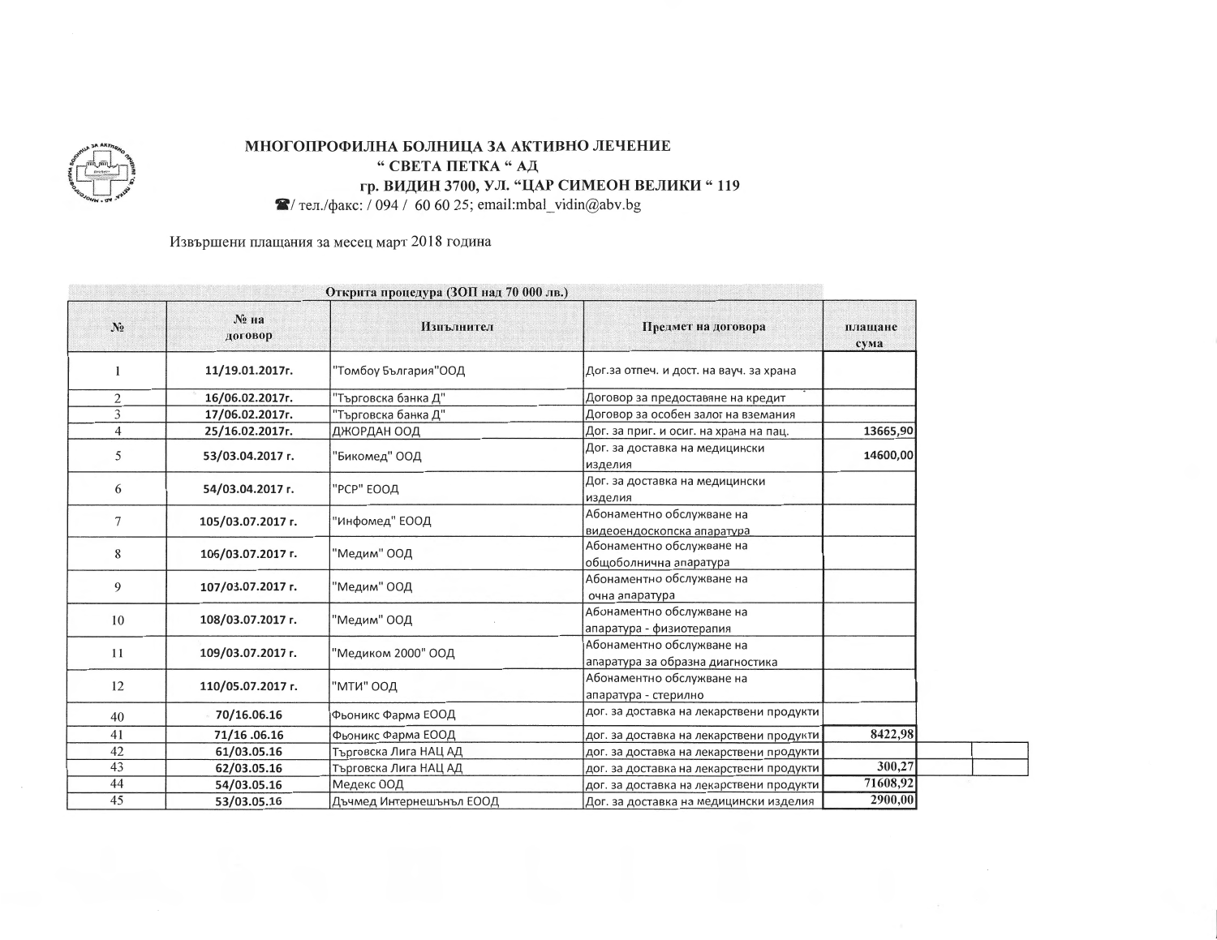# МНОГОПРОФИЛНА БОЛНИЦА ЗА АКТИВНО ЛЕЧЕНИЕ
## " СВЕТА ПЕТКА " АД
### гр. ВИДИН 3700, УЛ. "ЦАР СИМЕОН ВЕЛИКИ " 119

☎/ тел./факс: / 094 / 60 60 25; email:mbal_vidin@abv.bg

Извършени плащания за месец март 2018 година

**Открита процедура (ЗОП над 70 000 лв.)**

| № | № на договор | Изпълнител | Предмет на договора | плащане сума |
|---|---|---|---|---|
| 1 | 11/19.01.2017г. | "Томбоу България"ООД | Дог.за отпеч. и дост. на ваучи. за храна | |
| 2 | 16/06.02.2017г. | "Търговска банка Д" | Договор за предоставяне на кредит | |
| 3 | 17/06.02.2017г. | "Търговска банка Д" | Договор за особен залог на вземания | |
| 4 | 25/16.02.2017г. | ДЖОРДАН ООД | Дог. за приг. и осиг. на храна на пац. | 13665,90 |
| 5 | 53/03.04.2017 г. | "Бикомед" ООД | Дог. за доставка на медицински изделия | 14600,00 |
| 6 | 54/03.04.2017 г. | "РСР" ЕООД | Дог. за доставка на медицински изделия | |
| 7 | 105/03.07.2017 г. | "Инфомед" ЕООД | Абонаментно обслужване на видеоендоскопска апаратура | |
| 8 | 106/03.07.2017 г. | "Медим" ООД | Абонаментно обслужване на общоболнична апаратура | |
| 9 | 107/03.07.2017 г. | "Медим" ООД | Абонаментно обслужване на очна апаратура | |
| 10 | 108/03.07.2017 г. | "Медим" ООД | Абонаментно обслужване на апаратура - физиотерапия | |
| 11 | 109/03.07.2017 г. | "Медиком 2000" ООД | Абонаментно обслужване на апаратура за образна диагностика | |
| 12 | 110/05.07.2017 г. | "МТИ" ООД | Абонаментно обслужване на апаратура - стерилно | |
| 40 | 70/16.06.16 | Фьоникс Фарма ЕООД | дог. за доставка на лекарствени продукти | |
| 41 | 71/16 .06.16 | Фьоникс Фарма ЕООД | дог. за доставка на лекарствени продукти | 8422,98 |
| 42 | 61/03.05.16 | Търговска Лига НАЦ АД | дог. за доставка на лекарствени продукти | |
| 43 | 62/03.05.16 | Търговска Лига НАЦ АД | дог. за доставка на лекарствени продукти | 300,27 |
| 44 | 54/03.05.16 | Медекс ООД | дог. за доставка на лекарствени продукти | 71608,92 |
| 45 | 53/03.05.16 | Дъчмед Интернешънъл ЕООД | Дог. за доставка на медицински изделия | 2900,00 |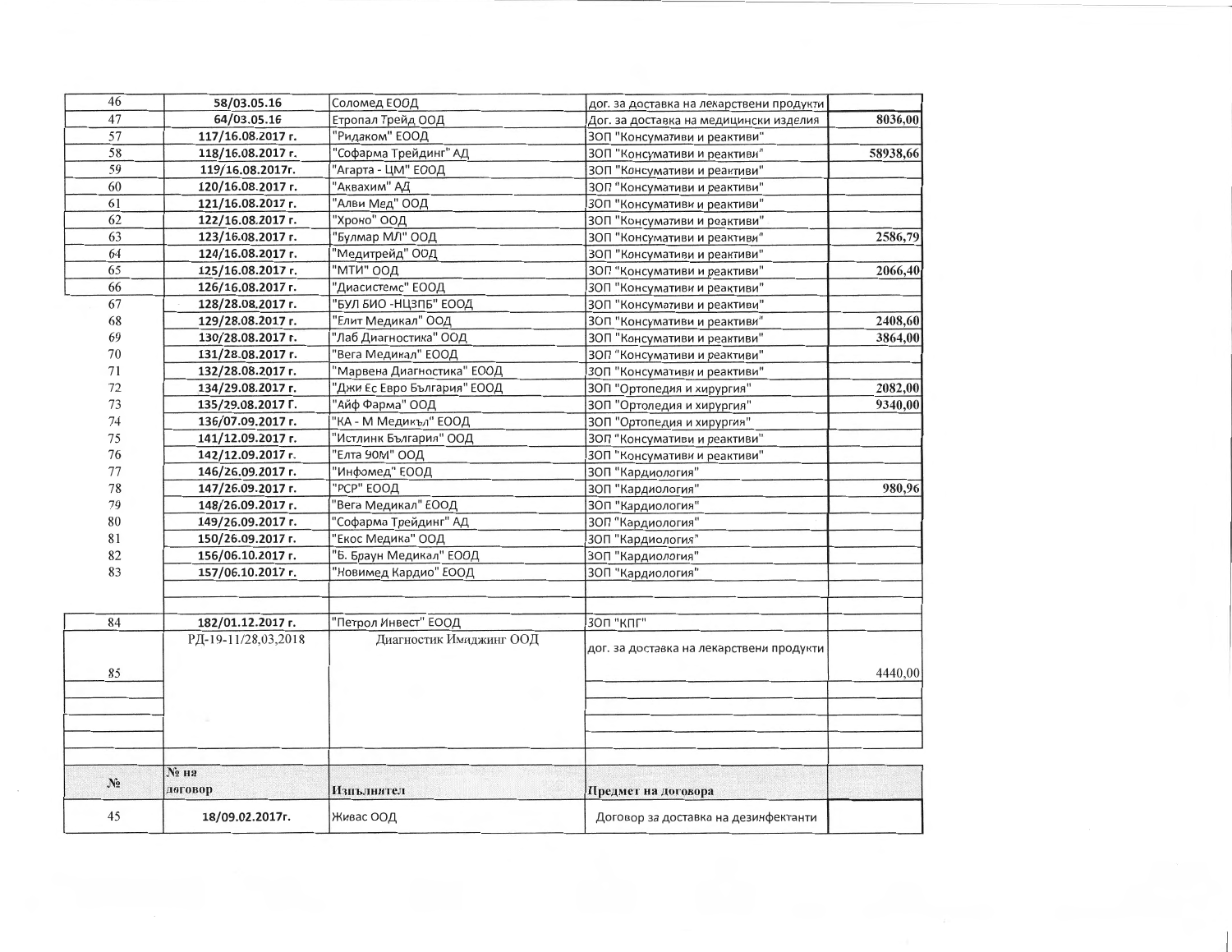| | | | | |
|---|---|---|---|---|
| 46 | 58/03.05.16 | Соломед ЕООД | дог. за доставка на лекарствени продукти | |
| 47 | 64/03.05.16 | Етропал Трейд ООД | Дог. за доставка на медицински изделия | 8036,00 |
| 57 | 117/16.08.2017 г. | "Ридаком" ЕООД | ЗОП "Консумативи и реактиви" | |
| 58 | 118/16.08.2017 г. | "Софарма Трейдинг" АД | ЗОП "Консумативи и реактиви" | 58938,66 |
| 59 | 119/16.08.2017г. | "Агарта - ЦМ" ЕООД | ЗОП "Консумативи и реактиви" | |
| 60 | 120/16.08.2017 г. | "Аквахим" АД | ЗОП "Консумативи и реактиви" | |
| 61 | 121/16.08.2017 г. | "Алви Мед" ООД | ЗОП "Консумативи и реактиви" | |
| 62 | 122/16.08.2017 г. | "Хроно" ООД | ЗОП "Консумативи и реактиви" | |
| 63 | 123/16.08.2017 г. | "Булмар МЛ" ООД | ЗОП "Консумативи и реактиви" | 2586,79 |
| 64 | 124/16.08.2017 г. | "Медитрейд" ООД | ЗОП "Консумативи и реактиви" | |
| 65 | 125/16.08.2017 г. | "МТИ" ООД | ЗОП "Консумативи и реактиви" | 2066,40 |
| 66 | 126/16.08.2017 г. | "Диасистемс" ЕООД | ЗОП "Консумативи и реактиви" | |
| 67 | 128/28.08.2017 г. | "БУЛ БИО -НЦЗПБ" ЕООД | ЗОП "Консумативи и реактиви" | |
| 68 | 129/28.08.2017 г. | "Елит Медикал" ООД | ЗОП "Консумативи и реактиви" | 2408,60 |
| 69 | 130/28.08.2017 г. | "Лаб Диагностика" ООД | ЗОП "Консумативи и реактиви" | 3864,00 |
| 70 | 131/28.08.2017 г. | "Вега Медикал" ЕООД | ЗОП "Консумативи и реактиви" | |
| 71 | 132/28.08.2017 г. | "Марвена Диагностика" ЕООД | ЗОП "Консумативи и реактиви" | |
| 72 | 134/29.08.2017 г. | "Джи Ес Евро България" ЕООД | ЗОП "Ортопедия и хирургия" | 2082,00 |
| 73 | 135/29.08.2017 Г. | "Айф Фарма" ООД | ЗОП "Ортопедия и хирургия" | 9340,00 |
| 74 | 136/07.09.2017 г. | "КА - М Медикъл" ЕООД | ЗОП "Ортопедия и хирургия" | |
| 75 | 141/12.09.2017 г. | "Истлинк България" ООД | ЗОП "Консумативи и реактиви" | |
| 76 | 142/12.09.2017 г. | "Елта 90М" ООД | ЗОП "Консумативи и реактиви" | |
| 77 | 146/26.09.2017 г. | "Инфомед" ЕООД | ЗОП "Кардиология" | |
| 78 | 147/26.09.2017 г. | "РСР" ЕООД | ЗОП "Кардиология" | 980,96 |
| 79 | 148/26.09.2017 г. | "Вега Медикал" ЕООД | ЗОП "Кардиология" | |
| 80 | 149/26.09.2017 г. | "Софарма Трейдинг" АД | ЗОП "Кардиология" | |
| 81 | 150/26.09.2017 г. | "Екос Медика" ООД | ЗОП "Кардиология" | |
| 82 | 156/06.10.2017 г. | "Б. Браун Медикал" ЕООД | ЗОП "Кардиология" | |
| 83 | 157/06.10.2017 г. | "Новимед Кардио" ЕООД | ЗОП "Кардиология" | |
| | | | | |
| | | | | |
| 84 | 182/01.12.2017 г. | "Петрол Инвест" ЕООД | ЗОП "КПГ" | |
| 85 | РД-19-11/28,03,2018 | Диагностик Имиджинг ООД | дог. за доставка на лекарствени продукти | 4440,00 |
| | | | | |
| | | | | |
| | | | | |
| | | | | |
| **№** | **№ на договор** | **Изпълнител** | **Предмет на договора** | |
| 45 | 18/09.02.2017г. | Живас ООД | Договор за доставка на дезинфектанти | |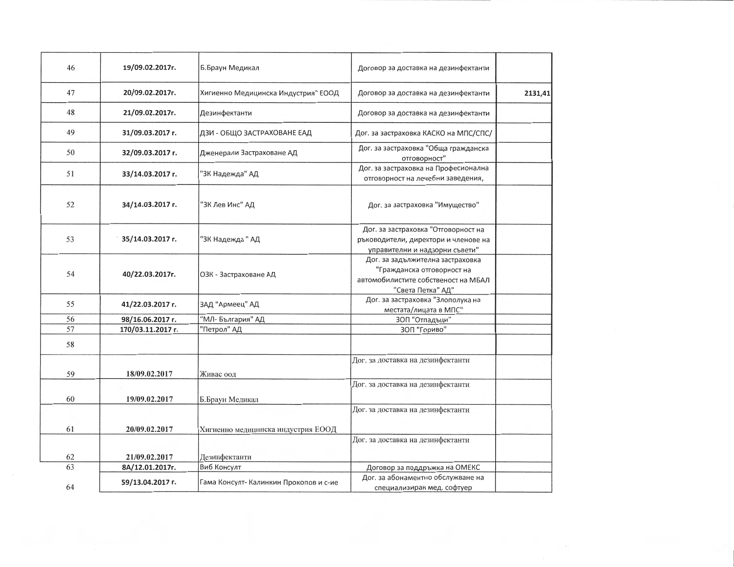| | | | | |
|---|---|---|---|---|
| 46 | 19/09.02.2017г. | Б.Браун Медикал | Договор за доставка на дезинфектанти | |
| 47 | 20/09.02.2017г. | Хигиенно Медицинска Индустрия" ЕООД | Договор за доставка на дезинфектанти | 2131,41 |
| 48 | 21/09.02.2017г. | Дезинфектанти | Договор за доставка на дезинфектанти | |
| 49 | 31/09.03.2017 г. | ДЗИ - ОБЩО ЗАСТРАХОВАНЕ ЕАД | Дог. за застраховка КАСКО на МПС/СПС/ | |
| 50 | 32/09.03.2017 г. | Дженерали Застраховане АД | Дог. за застраховка "Обща гражданска отговорност" | |
| 51 | 33/14.03.2017 г. | "ЗК Надежда" АД | Дог. за застраховка на Професионална отговорност на лечебни заведения, | |
| 52 | 34/14.03.2017 г. | "ЗК Лев Инс" АД | Дог. за застраховка "Имущество" | |
| 53 | 35/14.03.2017 г. | "ЗК Надежда " АД | Дог. за застраховка "Отговорност на ръководители, директори и членове на управителни и надзорни съвети" | |
| 54 | 40/22.03.2017г. | ОЗК - Застраховане АД | Дог. за задължителна застраховка "Гражданска отговорност на автомобилистите собственост на МБАЛ "Света Петка" АД" | |
| 55 | 41/22.03.2017 г. | ЗАД "Армеец" АД | Дог. за застраховка "Злополука на местата/лицата в МПС" | |
| 56 | 98/16.06.2017 г. | "МЛ- България" АД | ЗОП "Отпадъци" | |
| 57 | 170/03.11.2017 г. | "Петрол" АД | ЗОП "Гориво" | |
| 58 | | | | |
| 59 | 18/09.02.2017 | Живас оод | Дог. за доставка на дезинфектанти | |
| 60 | 19/09.02.2017 | Б.Браун Медикал | Дог. за доставка на дезинфектанти | |
| 61 | 20/09.02.2017 | Хигиенно медицинска индустрия ЕООД | Дог. за доставка на дезинфектанти | |
| 62 | 21/09.02.2017 | Дезинфектанти | Дог. за доставка на дезинфектанти | |
| 63 | 8А/12.01.2017г. | Виб Консулт | Договор за поддръжка на ОМЕКС | |
| 64 | 59/13.04.2017 г. | Гама Консулт- Калинкин Прокопов и с-ие | Дог. за абонаментно обслужване на специализиран мед. софтуер | |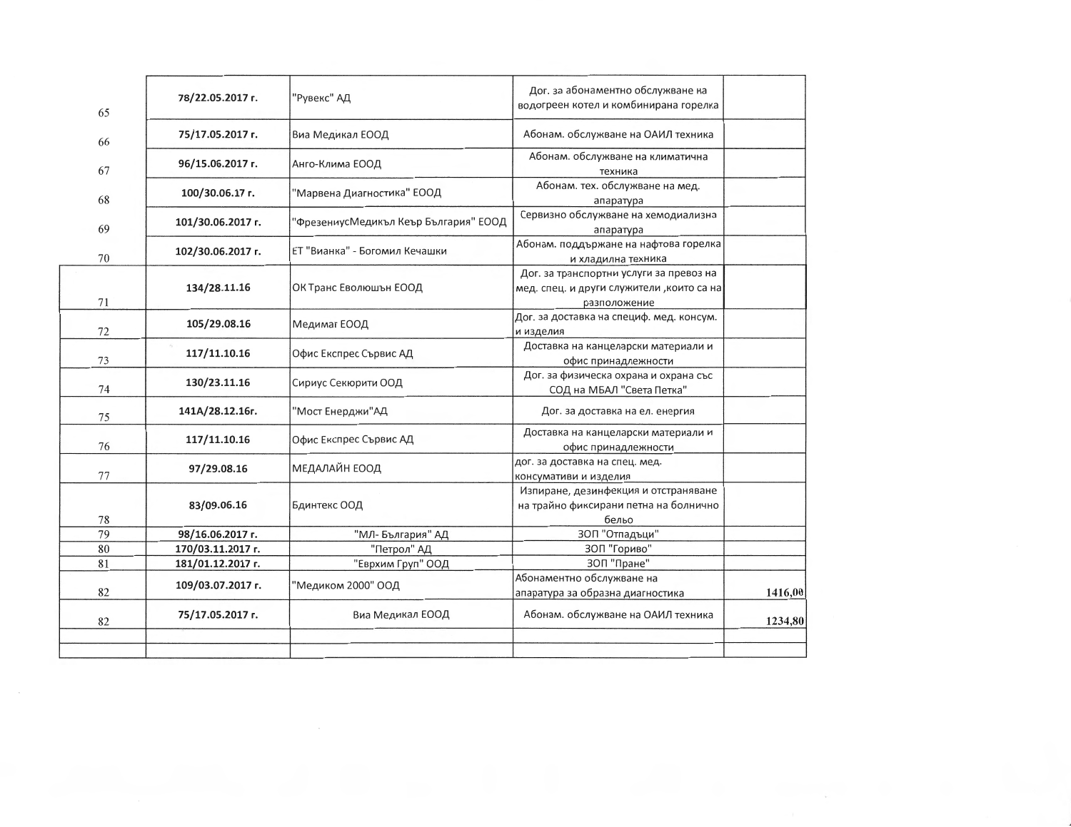| | | | | |
|---|---|---|---|---|
| 65 | 78/22.05.2017 г. | "Рувекс" АД | Дог. за абонаментно обслужване на водогреен котел и комбинирана горелка | |
| 66 | 75/17.05.2017 г. | Виа Медикал ЕООД | Абонам. обслужване на ОАИЛ техника | |
| 67 | 96/15.06.2017 г. | Анго-Клима ЕООД | Абонам. обслужване на климатична техника | |
| 68 | 100/30.06.17 г. | "Марвена Диагностика" ЕООД | Абонам. тех. обслужване на мед. апаратура | |
| 69 | 101/30.06.2017 г. | "ФрезениусМедикъл Кеър България" ЕООД | Сервизно обслужване на хемодиализна апаратура | |
| 70 | 102/30.06.2017 г. | ЕТ "Вианка" - Богомил Кечашки | Абонам. поддържане на нафтова горелка и хладилна техника | |
| 71 | 134/28.11.16 | ОК Транс Еволюшън ЕООД | Дог. за транспортни услуги за превоз на мед. спец. и други служители ,които са на разположение | |
| 72 | 105/29.08.16 | Медимаг ЕООД | Дог. за доставка на специф. мед. консум. и изделия | |
| 73 | 117/11.10.16 | Офис Експрес Сървис АД | Доставка на канцеларски материали и офис принадлежности | |
| 74 | 130/23.11.16 | Сириус Секюрити ООД | Дог. за физическа охрана и охрана със СОД на МБАЛ "Света Петка" | |
| 75 | 141А/28.12.16г. | "Мост Енерджи"АД | Дог. за доставка на ел. енергия | |
| 76 | 117/11.10.16 | Офис Експрес Сървис АД | Доставка на канцеларски материали и офис принадлежности | |
| 77 | 97/29.08.16 | МЕДАЛАЙН ЕООД | дог. за доставка на спец. мед. консумативи и изделия | |
| 78 | 83/09.06.16 | Бдинтекс ООД | Изпиране, дезинфекция и отстраняване на трайно фиксирани петна на болнично бельо | |
| 79 | 98/16.06.2017 г. | "МЛ- България" АД | ЗОП "Отпадъци" | |
| 80 | 170/03.11.2017 г. | "Петрол" АД | ЗОП "Гориво" | |
| 81 | 181/01.12.2017 г. | "Еврхим Груп" ООД | ЗОП "Пране" | |
| 82 | 109/03.07.2017 г. | "Медиком 2000" ООД | Абонаментно обслужване на апаратура за образна диагностика | 1416,00 |
| 82 | 75/17.05.2017 г. | Виа Медикал ЕООД | Абонам. обслужване на ОАИЛ техника | 1234,80 |
| | | | | |
| | | | | |